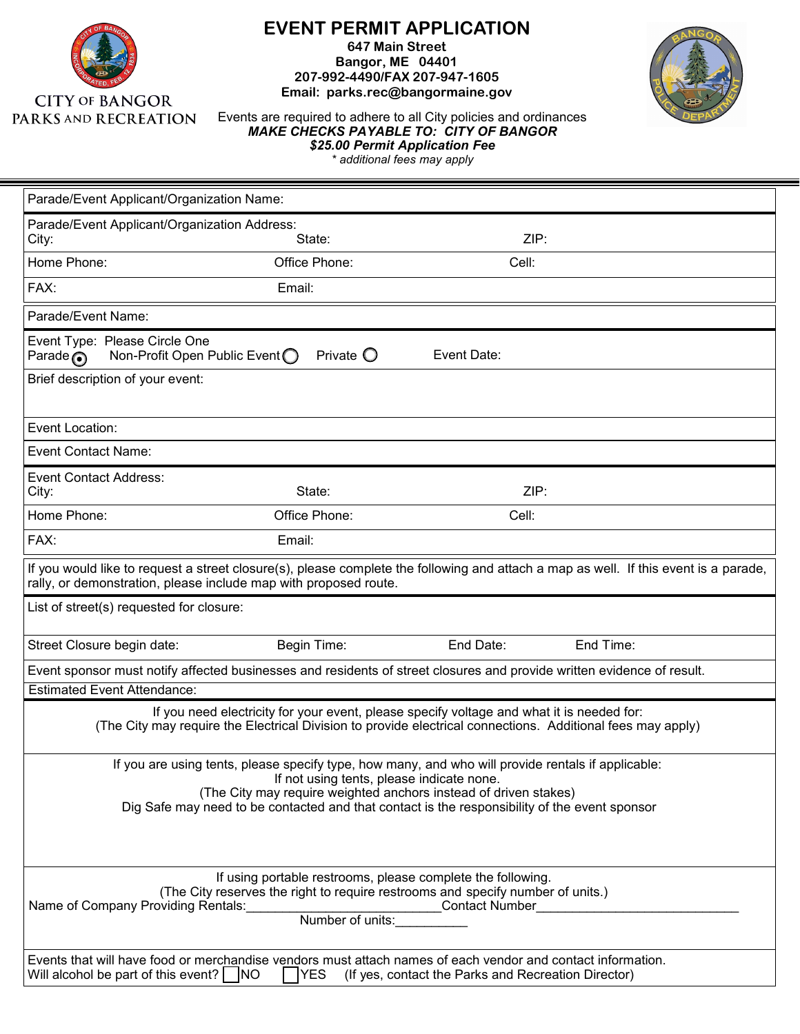CITY OF BANGOR
PARKS AND RECREATION

# EVENT PERMIT APPLICATION

**647 Main Street**
**Bangor, ME 04401**
**207-992-4490/FAX 207-947-1605**
**Email: parks.rec@bangormaine.gov**

Events are required to adhere to all City policies and ordinances
***MAKE CHECKS PAYABLE TO: CITY OF BANGOR***
***$25.00 Permit Application Fee***
*\* additional fees may apply*

---

Parade/Event Applicant/Organization Name:

Parade/Event Applicant/Organization Address:
City: State: ZIP:

Home Phone: Office Phone: Cell:

FAX: Email:

Parade/Event Name:

Event Type: Please Circle One
Parade ◉ Non-Profit Open Public Event ○ Private ○ Event Date:

Brief description of your event:

Event Location:

Event Contact Name:

Event Contact Address:
City: State: ZIP:

Home Phone: Office Phone: Cell:

FAX: Email:

If you would like to request a street closure(s), please complete the following and attach a map as well. If this event is a parade, rally, or demonstration, please include map with proposed route.

List of street(s) requested for closure:

Street Closure begin date: Begin Time: End Date: End Time:

Event sponsor must notify affected businesses and residents of street closures and provide written evidence of result.

Estimated Event Attendance:

If you need electricity for your event, please specify voltage and what it is needed for:
(The City may require the Electrical Division to provide electrical connections. Additional fees may apply)

If you are using tents, please specify type, how many, and who will provide rentals if applicable:
If not using tents, please indicate none.
(The City may require weighted anchors instead of driven stakes)
Dig Safe may need to be contacted and that contact is the responsibility of the event sponsor

If using portable restrooms, please complete the following.
(The City reserves the right to require restrooms and specify number of units.)
Name of Company Providing Rentals:____________________________Contact Number_____________________________
Number of units:__________

Events that will have food or merchandise vendors must attach names of each vendor and contact information.
Will alcohol be part of this event? ☐ NO ☐ YES (If yes, contact the Parks and Recreation Director)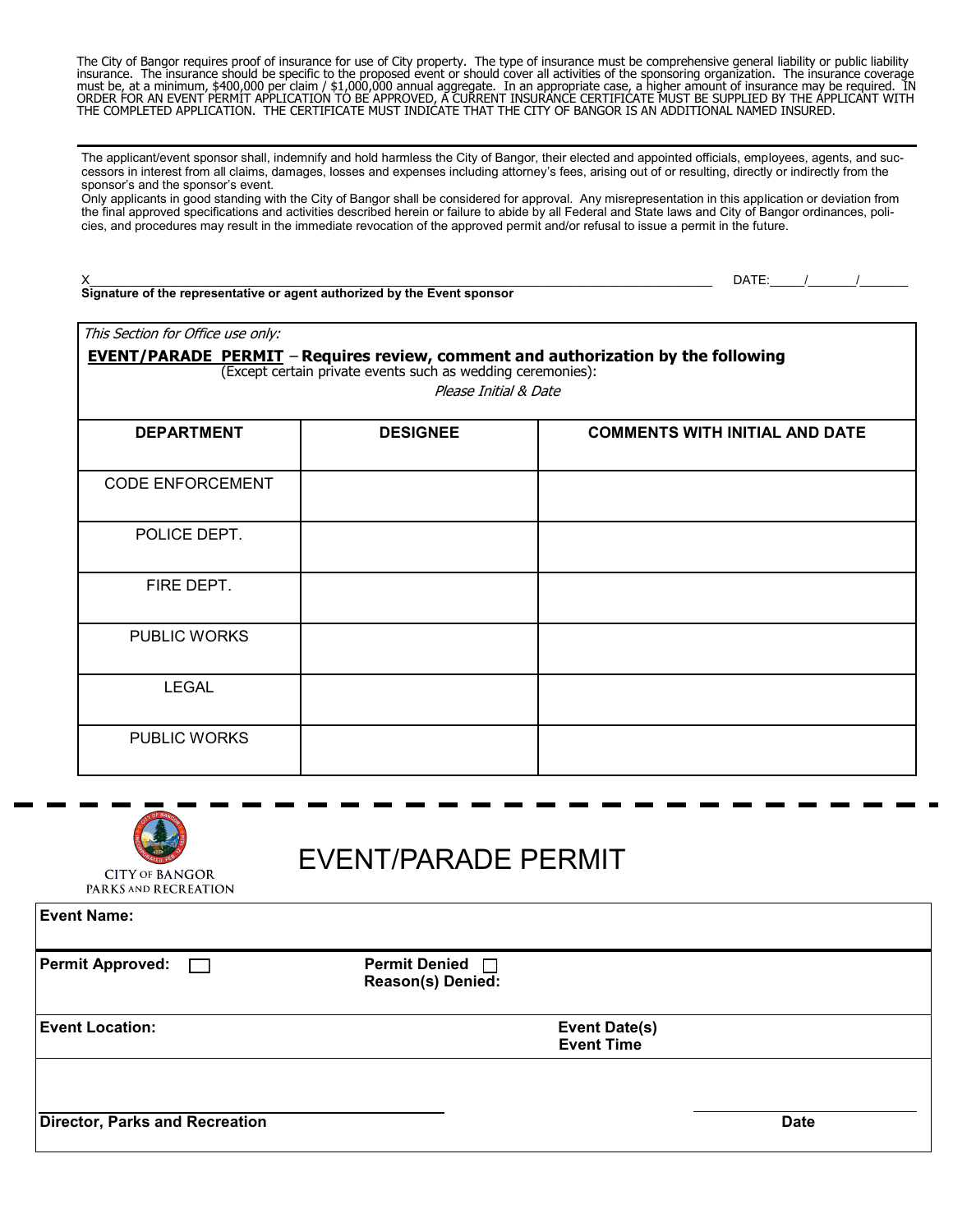The City of Bangor requires proof of insurance for use of City property. The type of insurance must be comprehensive general liability or public liability insurance. The insurance should be specific to the proposed event or should cover all activities of the sponsoring organization. The insurance coverage must be, at a minimum, $400,000 per claim / $1,000,000 annual aggregate. In an appropriate case, a higher amount of insurance may be required. IN ORDER FOR AN EVENT PERMIT APPLICATION TO BE APPROVED, A CURRENT INSURANCE CERTIFICATE MUST BE SUPPLIED BY THE APPLICANT WITH THE COMPLETED APPLICATION. THE CERTIFICATE MUST INDICATE THAT THE CITY OF BANGOR IS AN ADDITIONAL NAMED INSURED.

---

The applicant/event sponsor shall, indemnify and hold harmless the City of Bangor, their elected and appointed officials, employees, agents, and successors in interest from all claims, damages, losses and expenses including attorney's fees, arising out of or resulting, directly or indirectly from the sponsor's and the sponsor's event.

Only applicants in good standing with the City of Bangor shall be considered for approval. Any misrepresentation in this application or deviation from the final approved specifications and activities described herein or failure to abide by all Federal and State laws and City of Bangor ordinances, policies, and procedures may result in the immediate revocation of the approved permit and/or refusal to issue a permit in the future.

X_______________________________________________ DATE:_____/_______/_______

**Signature of the representative or agent authorized by the Event sponsor**

*This Section for Office use only:*

**EVENT/PARADE PERMIT** – **Requires review, comment and authorization by the following** (Except certain private events such as wedding ceremonies):

*Please Initial & Date*

| DEPARTMENT | DESIGNEE | COMMENTS WITH INITIAL AND DATE |
|---|---|---|
| CODE ENFORCEMENT | | |
| POLICE DEPT. | | |
| FIRE DEPT. | | |
| PUBLIC WORKS | | |
| LEGAL | | |
| PUBLIC WORKS | | |

---

CITY OF BANGOR
PARKS AND RECREATION

# EVENT/PARADE PERMIT

**Event Name:**

**Permit Approved:** ☐ **Permit Denied** ☐
**Reason(s) Denied:**

**Event Location:** **Event Date(s)**
**Event Time**

_______________________________________ _______________

**Director, Parks and Recreation** **Date**